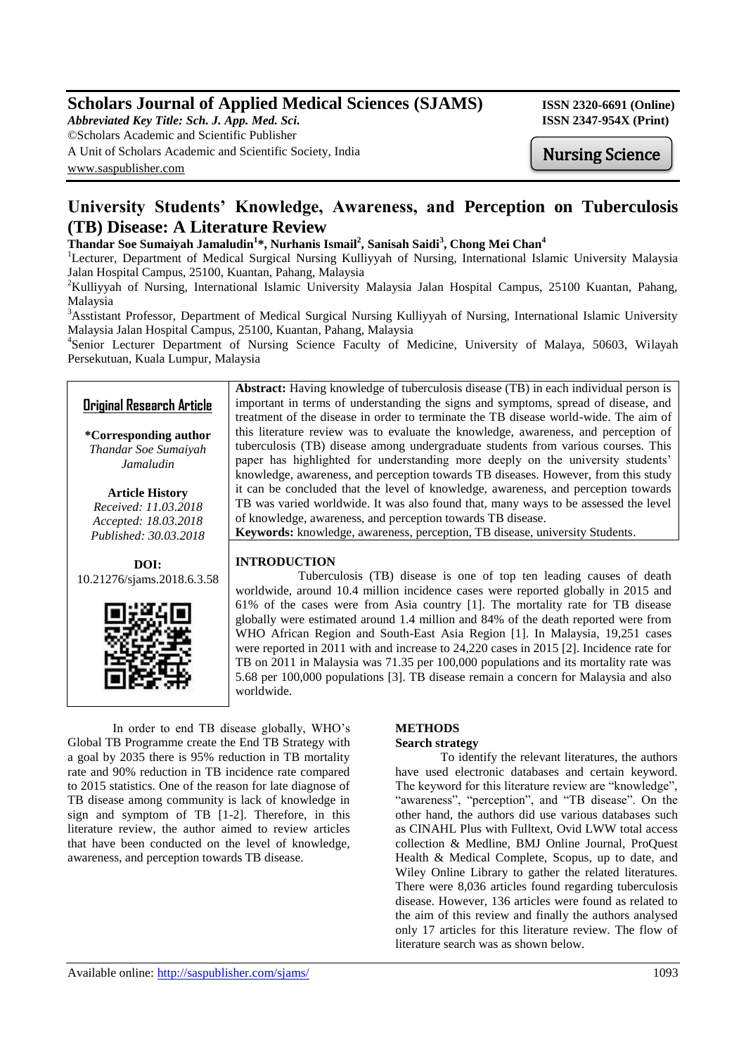# Scholars Journal of Applied Medical Sciences (SJAMS)

*Abbreviated Key Title: Sch. J. App. Med. Sci.*
©Scholars Academic and Scientific Publisher
A Unit of Scholars Academic and Scientific Society, India
www.saspublisher.com

ISSN 2320-6691 (Online)
ISSN 2347-954X (Print)

Nursing Science

# University Students' Knowledge, Awareness, and Perception on Tuberculosis (TB) Disease: A Literature Review

**Thandar Soe Sumaiyah Jamaludin[1]\*, Nurhanis Ismail[2], Sanisah Saidi[3], Chong Mei Chan[4]**

[1]Lecturer, Department of Medical Surgical Nursing Kulliyyah of Nursing, International Islamic University Malaysia Jalan Hospital Campus, 25100, Kuantan, Pahang, Malaysia

[2]Kulliyyah of Nursing, International Islamic University Malaysia Jalan Hospital Campus, 25100 Kuantan, Pahang, Malaysia

[3]Asstistant Professor, Department of Medical Surgical Nursing Kulliyyah of Nursing, International Islamic University Malaysia Jalan Hospital Campus, 25100, Kuantan, Pahang, Malaysia

[4]Senior Lecturer Department of Nursing Science Faculty of Medicine, University of Malaya, 50603, Wilayah Persekutuan, Kuala Lumpur, Malaysia

**Original Research Article**

**\*Corresponding author**
*Thandar Soe Sumaiyah Jamaludin*

**Article History**
*Received: 11.03.2018*
*Accepted: 18.03.2018*
*Published: 30.03.2018*

**DOI:**
10.21276/sjams.2018.6.3.58

**Abstract:** Having knowledge of tuberculosis disease (TB) in each individual person is important in terms of understanding the signs and symptoms, spread of disease, and treatment of the disease in order to terminate the TB disease world-wide. The aim of this literature review was to evaluate the knowledge, awareness, and perception of tuberculosis (TB) disease among undergraduate students from various courses. This paper has highlighted for understanding more deeply on the university students' knowledge, awareness, and perception towards TB diseases. However, from this study it can be concluded that the level of knowledge, awareness, and perception towards TB was varied worldwide. It was also found that, many ways to be assessed the level of knowledge, awareness, and perception towards TB disease.

**Keywords:** knowledge, awareness, perception, TB disease, university Students.

## INTRODUCTION

Tuberculosis (TB) disease is one of top ten leading causes of death worldwide, around 10.4 million incidence cases were reported globally in 2015 and 61% of the cases were from Asia country [1]. The mortality rate for TB disease globally were estimated around 1.4 million and 84% of the death reported were from WHO African Region and South-East Asia Region [1]. In Malaysia, 19,251 cases were reported in 2011 with and increase to 24,220 cases in 2015 [2]. Incidence rate for TB on 2011 in Malaysia was 71.35 per 100,000 populations and its mortality rate was 5.68 per 100,000 populations [3]. TB disease remain a concern for Malaysia and also worldwide.

In order to end TB disease globally, WHO's Global TB Programme create the End TB Strategy with a goal by 2035 there is 95% reduction in TB mortality rate and 90% reduction in TB incidence rate compared to 2015 statistics. One of the reason for late diagnose of TB disease among community is lack of knowledge in sign and symptom of TB [1-2]. Therefore, in this literature review, the author aimed to review articles that have been conducted on the level of knowledge, awareness, and perception towards TB disease.

## METHODS

### Search strategy

To identify the relevant literatures, the authors have used electronic databases and certain keyword. The keyword for this literature review are "knowledge", "awareness", "perception", and "TB disease". On the other hand, the authors did use various databases such as CINAHL Plus with Fulltext, Ovid LWW total access collection & Medline, BMJ Online Journal, ProQuest Health & Medical Complete, Scopus, up to date, and Wiley Online Library to gather the related literatures. There were 8,036 articles found regarding tuberculosis disease. However, 136 articles were found as related to the aim of this review and finally the authors analysed only 17 articles for this literature review. The flow of literature search was as shown below.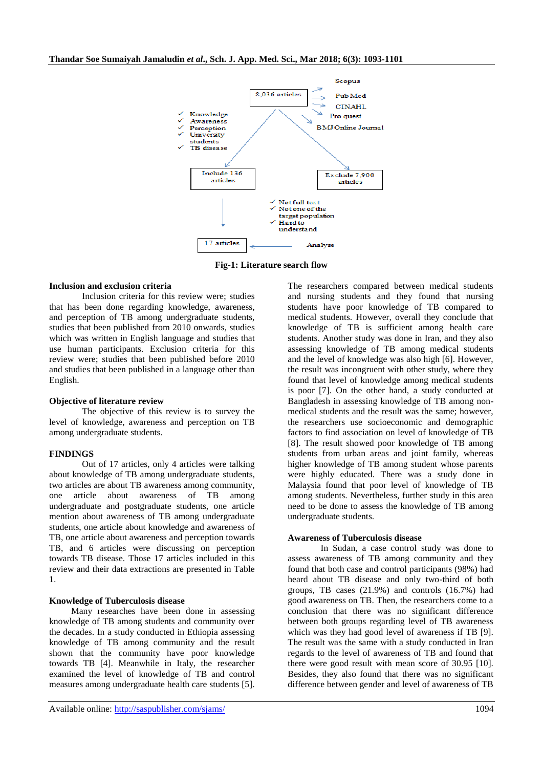Fig-1: Literature search flow

### Inclusion and exclusion criteria

Inclusion criteria for this review were; studies that has been done regarding knowledge, awareness, and perception of TB among undergraduate students, studies that been published from 2010 onwards, studies which was written in English language and studies that use human participants. Exclusion criteria for this review were; studies that been published before 2010 and studies that been published in a language other than English.

### Objective of literature review

The objective of this review is to survey the level of knowledge, awareness and perception on TB among undergraduate students.

## FINDINGS

Out of 17 articles, only 4 articles were talking about knowledge of TB among undergraduate students, two articles are about TB awareness among community, one article about awareness of TB among undergraduate and postgraduate students, one article mention about awareness of TB among undergraduate students, one article about knowledge and awareness of TB, one article about awareness and perception towards TB, and 6 articles were discussing on perception towards TB disease. Those 17 articles included in this review and their data extractions are presented in Table 1.

### Knowledge of Tuberculosis disease

Many researches have been done in assessing knowledge of TB among students and community over the decades. In a study conducted in Ethiopia assessing knowledge of TB among community and the result shown that the community have poor knowledge towards TB [4]. Meanwhile in Italy, the researcher examined the level of knowledge of TB and control measures among undergraduate health care students [5]. The researchers compared between medical students and nursing students and they found that nursing students have poor knowledge of TB compared to medical students. However, overall they conclude that knowledge of TB is sufficient among health care students. Another study was done in Iran, and they also assessing knowledge of TB among medical students and the level of knowledge was also high [6]. However, the result was incongruent with other study, where they found that level of knowledge among medical students is poor [7]. On the other hand, a study conducted at Bangladesh in assessing knowledge of TB among non-medical students and the result was the same; however, the researchers use socioeconomic and demographic factors to find association on level of knowledge of TB [8]. The result showed poor knowledge of TB among students from urban areas and joint family, whereas higher knowledge of TB among student whose parents were highly educated. There was a study done in Malaysia found that poor level of knowledge of TB among students. Nevertheless, further study in this area need to be done to assess the knowledge of TB among undergraduate students.

### Awareness of Tuberculosis disease

In Sudan, a case control study was done to assess awareness of TB among community and they found that both case and control participants (98%) had heard about TB disease and only two-third of both groups, TB cases (21.9%) and controls (16.7%) had good awareness on TB. Then, the researchers come to a conclusion that there was no significant difference between both groups regarding level of TB awareness which was they had good level of awareness if TB [9]. The result was the same with a study conducted in Iran regards to the level of awareness of TB and found that there were good result with mean score of 30.95 [10]. Besides, they also found that there was no significant difference between gender and level of awareness of TB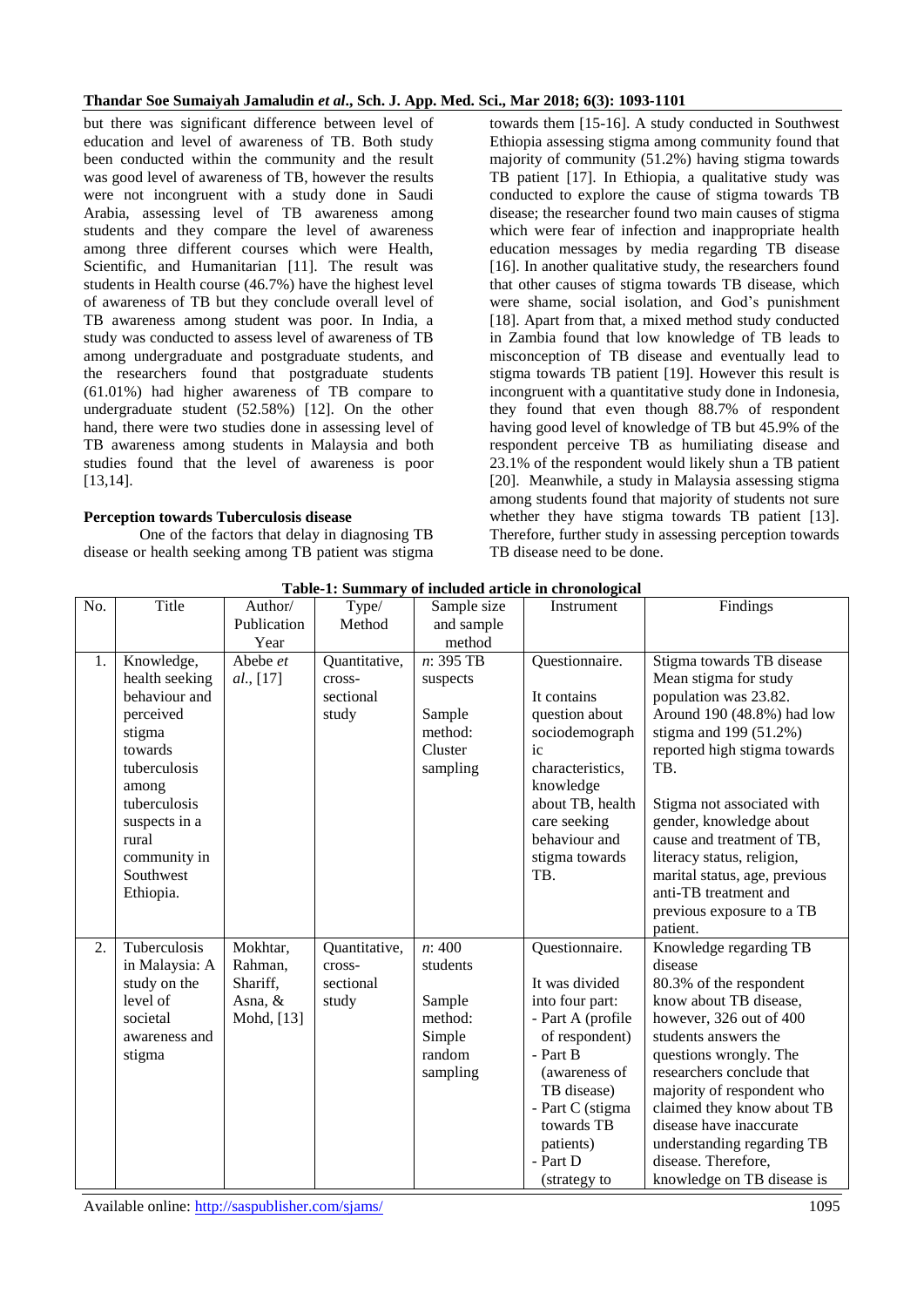but there was significant difference between level of education and level of awareness of TB. Both study been conducted within the community and the result was good level of awareness of TB, however the results were not incongruent with a study done in Saudi Arabia, assessing level of TB awareness among students and they compare the level of awareness among three different courses which were Health, Scientific, and Humanitarian [11]. The result was students in Health course (46.7%) have the highest level of awareness of TB but they conclude overall level of TB awareness among student was poor. In India, a study was conducted to assess level of awareness of TB among undergraduate and postgraduate students, and the researchers found that postgraduate students (61.01%) had higher awareness of TB compare to undergraduate student (52.58%) [12]. On the other hand, there were two studies done in assessing level of TB awareness among students in Malaysia and both studies found that the level of awareness is poor [13,14].

**Perception towards Tuberculosis disease**

One of the factors that delay in diagnosing TB disease or health seeking among TB patient was stigma towards them [15-16]. A study conducted in Southwest Ethiopia assessing stigma among community found that majority of community (51.2%) having stigma towards TB patient [17]. In Ethiopia, a qualitative study was conducted to explore the cause of stigma towards TB disease; the researcher found two main causes of stigma which were fear of infection and inappropriate health education messages by media regarding TB disease [16]. In another qualitative study, the researchers found that other causes of stigma towards TB disease, which were shame, social isolation, and God's punishment [18]. Apart from that, a mixed method study conducted in Zambia found that low knowledge of TB leads to misconception of TB disease and eventually lead to stigma towards TB patient [19]. However this result is incongruent with a quantitative study done in Indonesia, they found that even though 88.7% of respondent having good level of knowledge of TB but 45.9% of the respondent perceive TB as humiliating disease and 23.1% of the respondent would likely shun a TB patient [20]. Meanwhile, a study in Malaysia assessing stigma among students found that majority of students not sure whether they have stigma towards TB patient [13]. Therefore, further study in assessing perception towards TB disease need to be done.

**Table-1: Summary of included article in chronological**

| No. | Title | Author/ Publication Year | Type/ Method | Sample size and sample method | Instrument | Findings |
|---|---|---|---|---|---|---|
| 1. | Knowledge, health seeking behaviour and perceived stigma towards tuberculosis among tuberculosis suspects in a rural community in Southwest Ethiopia. | Abebe *et al.*, [17] | Quantitative, cross-sectional study | *n*: 395 TB suspects<br><br>Sample method: Cluster sampling | Questionnaire.<br><br>It contains question about sociodemographic characteristics, knowledge about TB, health care seeking behaviour and stigma towards TB. | Stigma towards TB disease<br>Mean stigma for study population was 23.82. Around 190 (48.8%) had low stigma and 199 (51.2%) reported high stigma towards TB.<br><br>Stigma not associated with gender, knowledge about cause and treatment of TB, literacy status, religion, marital status, age, previous anti-TB treatment and previous exposure to a TB patient. |
| 2. | Tuberculosis in Malaysia: A study on the level of societal awareness and stigma | Mokhtar, Rahman, Shariff, Asna, & Mohd, [13] | Quantitative, cross-sectional study | *n*: 400 students<br><br>Sample method: Simple random sampling | Questionnaire.<br><br>It was divided into four part:<br>- Part A (profile of respondent)<br>- Part B (awareness of TB disease)<br>- Part C (stigma towards TB patients)<br>- Part D (strategy to | Knowledge regarding TB disease<br>80.3% of the respondent know about TB disease, however, 326 out of 400 students answers the questions wrongly. The researchers conclude that majority of respondent who claimed they know about TB disease have inaccurate understanding regarding TB disease. Therefore, knowledge on TB disease is |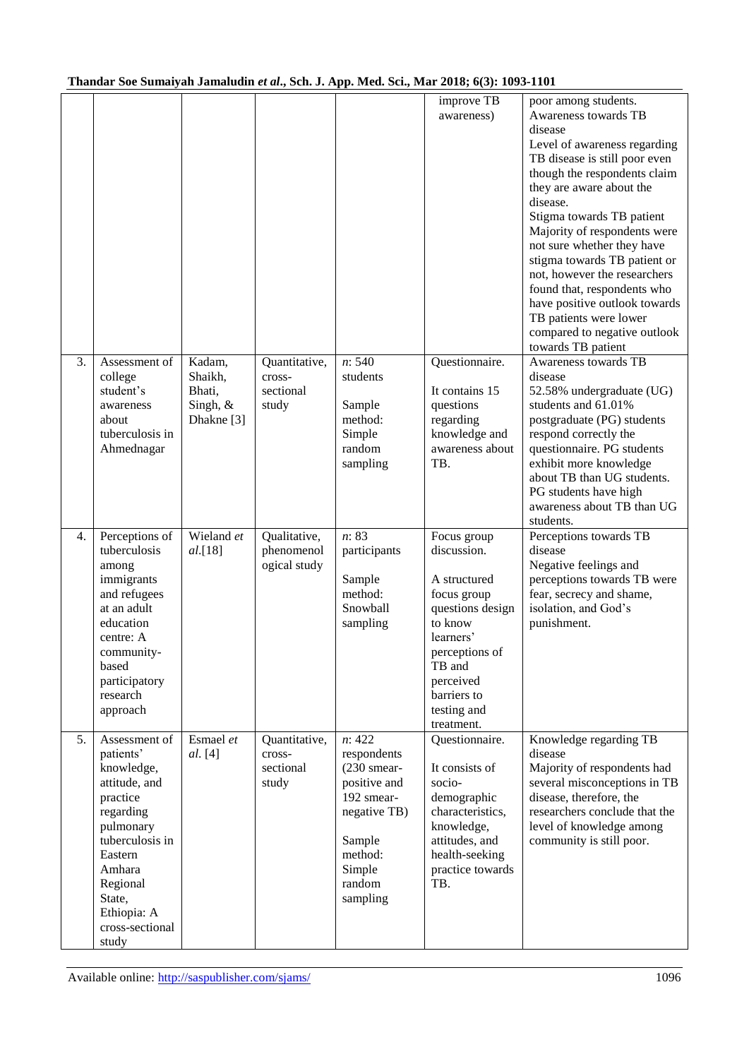|  |  |  |  |  | improve TB awareness) | poor among students.<br>Awareness towards TB disease<br>Level of awareness regarding TB disease is still poor even though the respondents claim they are aware about the disease.<br>Stigma towards TB patient<br>Majority of respondents were not sure whether they have stigma towards TB patient or not, however the researchers found that, respondents who have positive outlook towards TB patients were lower compared to negative outlook towards TB patient |
|---|---|---|---|---|---|---|
| 3. | Assessment of college student's awareness about tuberculosis in Ahmednagar | Kadam, Shaikh, Bhati, Singh, & Dhakne [3] | Quantitative, cross-sectional study | *n*: 540 students<br><br>Sample method: Simple random sampling | Questionnaire.<br><br>It contains 15 questions regarding knowledge and awareness about TB. | Awareness towards TB disease<br>52.58% undergraduate (UG) students and 61.01% postgraduate (PG) students respond correctly the questionnaire. PG students exhibit more knowledge about TB than UG students. PG students have high awareness about TB than UG students. |
| 4. | Perceptions of tuberculosis among immigrants and refugees at an adult education centre: A community-based participatory research approach | Wieland *et al.*[18] | Qualitative, phenomenological study | *n*: 83 participants<br><br>Sample method: Snowball sampling | Focus group discussion.<br><br>A structured focus group questions design to know learners' perceptions of TB and perceived barriers to testing and treatment. | Perceptions towards TB disease<br>Negative feelings and perceptions towards TB were fear, secrecy and shame, isolation, and God's punishment. |
| 5. | Assessment of patients' knowledge, attitude, and practice regarding pulmonary tuberculosis in Eastern Amhara Regional State, Ethiopia: A cross-sectional study | Esmael *et al.* [4] | Quantitative, cross-sectional study | *n*: 422 respondents (230 smear-positive and 192 smear-negative TB)<br><br>Sample method: Simple random sampling | Questionnaire.<br><br>It consists of socio-demographic characteristics, knowledge, attitudes, and health-seeking practice towards TB. | Knowledge regarding TB disease<br>Majority of respondents had several misconceptions in TB disease, therefore, the researchers conclude that the level of knowledge among community is still poor. |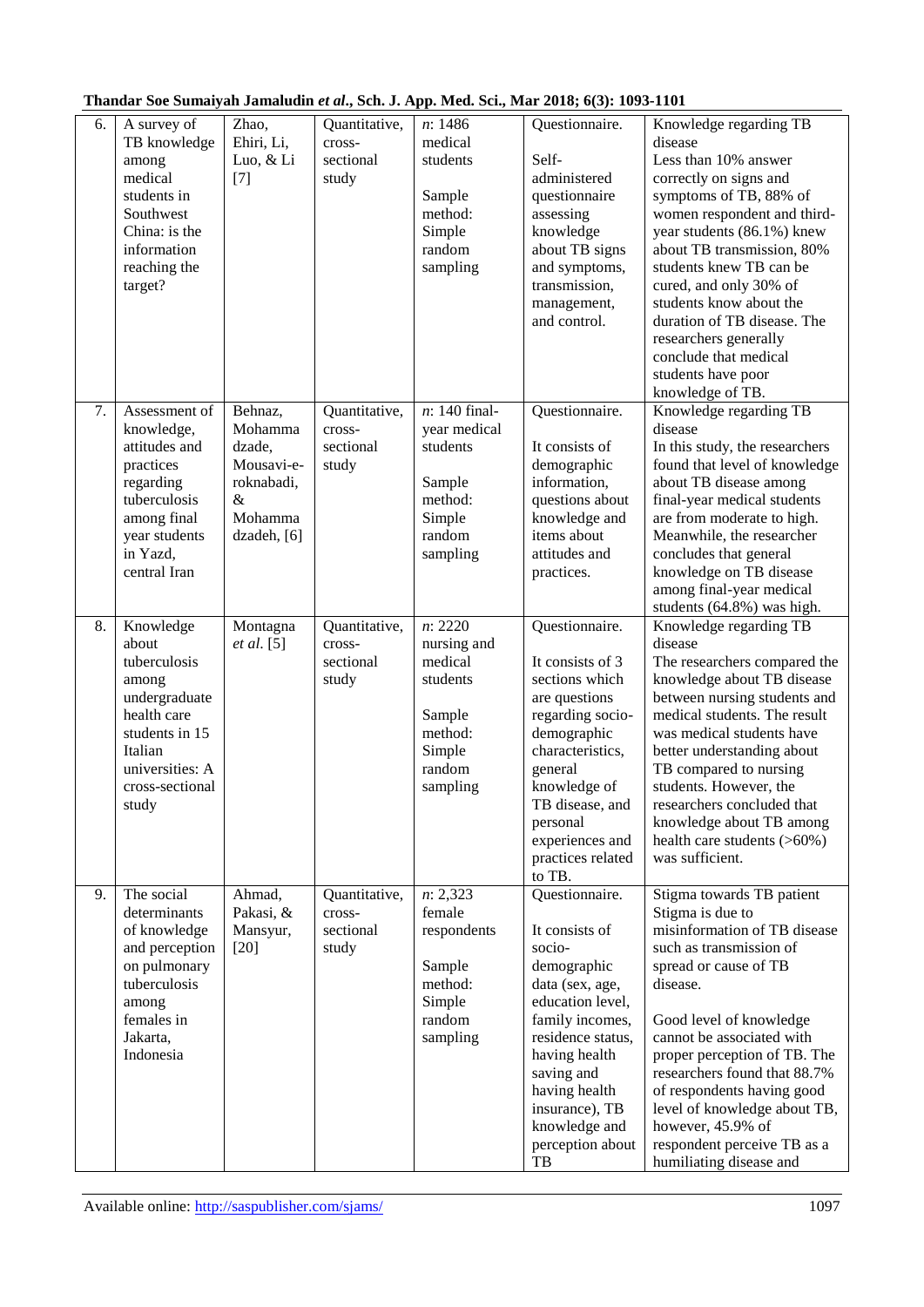| 6. | A survey of TB knowledge among medical students in Southwest China: is the information reaching the target? | Zhao, Ehiri, Li, Luo, & Li [7] | Quantitative, cross-sectional study | *n*: 1486 medical students<br><br>Sample method: Simple random sampling | Questionnaire.<br><br>Self-administered questionnaire assessing knowledge about TB signs and symptoms, transmission, management, and control. | Knowledge regarding TB disease<br>Less than 10% answer correctly on signs and symptoms of TB, 88% of women respondent and third-year students (86.1%) knew about TB transmission, 80% students knew TB can be cured, and only 30% of students know about the duration of TB disease. The researchers generally conclude that medical students have poor knowledge of TB. |
|---|---|---|---|---|---|---|
| 7. | Assessment of knowledge, attitudes and practices regarding tuberculosis among final year students in Yazd, central Iran | Behnaz, Mohammadzade, Mousavi-e-roknabadi, & Mohammadzadeh, [6] | Quantitative, cross-sectional study | *n*: 140 final-year medical students<br><br>Sample method: Simple random sampling | Questionnaire.<br><br>It consists of demographic information, questions about knowledge and items about attitudes and practices. | Knowledge regarding TB disease<br>In this study, the researchers found that level of knowledge about TB disease among final-year medical students are from moderate to high. Meanwhile, the researcher concludes that general knowledge on TB disease among final-year medical students (64.8%) was high. |
| 8. | Knowledge about tuberculosis among undergraduate health care students in 15 Italian universities: A cross-sectional study | Montagna *et al.* [5] | Quantitative, cross-sectional study | *n*: 2220 nursing and medical students<br><br>Sample method: Simple random sampling | Questionnaire.<br><br>It consists of 3 sections which are questions regarding socio-demographic characteristics, general knowledge of TB disease, and personal experiences and practices related to TB. | Knowledge regarding TB disease<br>The researchers compared the knowledge about TB disease between nursing students and medical students. The result was medical students have better understanding about TB compared to nursing students. However, the researchers concluded that knowledge about TB among health care students (>60%) was sufficient. |
| 9. | The social determinants of knowledge and perception on pulmonary tuberculosis among females in Jakarta, Indonesia | Ahmad, Pakasi, & Mansyur, [20] | Quantitative, cross-sectional study | *n*: 2,323 female respondents<br><br>Sample method: Simple random sampling | Questionnaire.<br><br>It consists of socio-demographic data (sex, age, education level, family incomes, residence status, having health saving and having health insurance), TB knowledge and perception about TB | Stigma towards TB patient<br>Stigma is due to misinformation of TB disease such as transmission of spread or cause of TB disease.<br><br>Good level of knowledge cannot be associated with proper perception of TB. The researchers found that 88.7% of respondents having good level of knowledge about TB, however, 45.9% of respondent perceive TB as a humiliating disease and |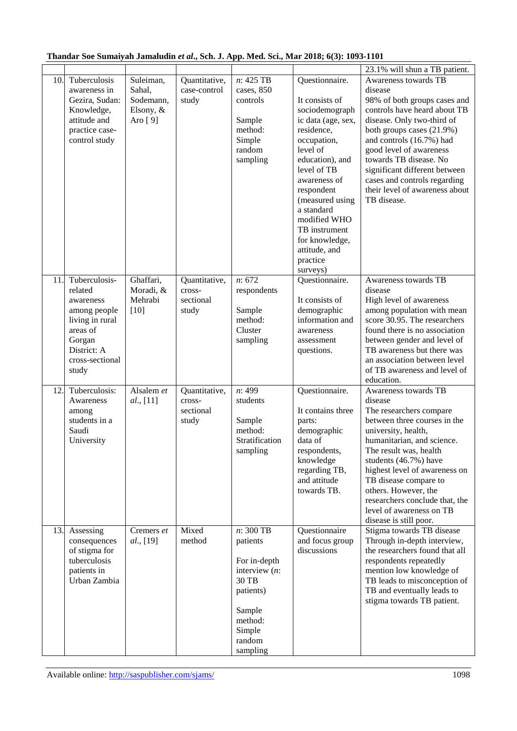| | | | | | | |
|---|---|---|---|---|---|---|
| | | | | | | 23.1% will shun a TB patient. |
| 10. | Tuberculosis awareness in Gezira, Sudan: Knowledge, attitude and practice case-control study | Suleiman, Sahal, Sodemann, Elsony, & Aro [ 9] | Quantitative, case-control study | *n*: 425 TB cases, 850 controls<br><br>Sample method: Simple random sampling | Questionnaire.<br><br>It consists of sociodemographic data (age, sex, residence, occupation, level of education), and level of TB awareness of respondent (measured using a standard modified WHO TB instrument for knowledge, attitude, and practice surveys) | Awareness towards TB disease<br>98% of both groups cases and controls have heard about TB disease. Only two-third of both groups cases (21.9%) and controls (16.7%) had good level of awareness towards TB disease. No significant different between cases and controls regarding their level of awareness about TB disease. |
| 11. | Tuberculosis-related awareness among people living in rural areas of Gorgan District: A cross-sectional study | Ghaffari, Moradi, & Mehrabi [10] | Quantitative, cross-sectional study | *n*: 672 respondents<br><br>Sample method: Cluster sampling | Questionnaire.<br><br>It consists of demographic information and awareness assessment questions. | Awareness towards TB disease<br>High level of awareness among population with mean score 30.95. The researchers found there is no association between gender and level of TB awareness but there was an association between level of TB awareness and level of education. |
| 12. | Tuberculosis: Awareness among students in a Saudi University | Alsalem *et al.*, [11] | Quantitative, cross-sectional study | *n*: 499 students<br><br>Sample method: Stratification sampling | Questionnaire.<br><br>It contains three parts: demographic data of respondents, knowledge regarding TB, and attitude towards TB. | Awareness towards TB disease<br>The researchers compare between three courses in the university, health, humanitarian, and science. The result was, health students (46.7%) have highest level of awareness on TB disease compare to others. However, the researchers conclude that, the level of awareness on TB disease is still poor. |
| 13. | Assessing consequences of stigma for tuberculosis patients in Urban Zambia | Cremers *et al.*, [19] | Mixed method | *n*: 300 TB patients<br><br>For in-depth interview (*n*: 30 TB patients)<br><br>Sample method: Simple random sampling | Questionnaire and focus group discussions | Stigma towards TB disease<br>Through in-depth interview, the researchers found that all respondents repeatedly mention low knowledge of TB leads to misconception of TB and eventually leads to stigma towards TB patient. |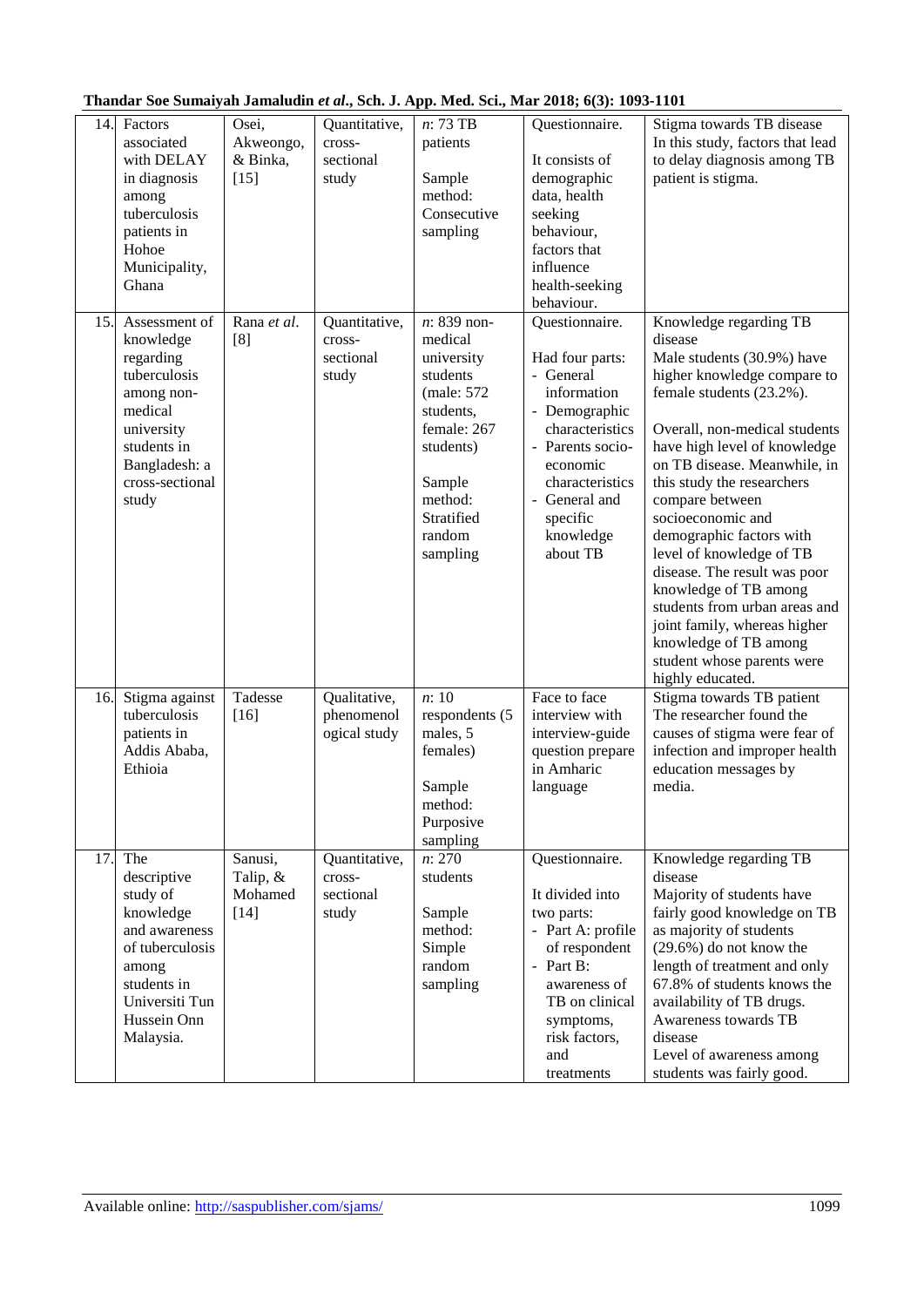| 14. | Factors associated with DELAY in diagnosis among tuberculosis patients in Hohoe Municipality, Ghana | Osei, Akweongo, & Binka, [15] | Quantitative, cross-sectional study | *n*: 73 TB patients<br><br>Sample method: Consecutive sampling | Questionnaire.<br><br>It consists of demographic data, health seeking behaviour, factors that influence health-seeking behaviour. | Stigma towards TB disease<br>In this study, factors that lead to delay diagnosis among TB patient is stigma. |
|---|---|---|---|---|---|---|
| 15. | Assessment of knowledge regarding tuberculosis among non-medical university students in Bangladesh: a cross-sectional study | Rana *et al.* [8] | Quantitative, cross-sectional study | *n*: 839 non-medical university students (male: 572 students, female: 267 students)<br><br>Sample method: Stratified random sampling | Questionnaire.<br><br>Had four parts:<br>- General information<br>- Demographic characteristics<br>- Parents socio-economic characteristics<br>- General and specific knowledge about TB | Knowledge regarding TB disease<br>Male students (30.9%) have higher knowledge compare to female students (23.2%).<br><br>Overall, non-medical students have high level of knowledge on TB disease. Meanwhile, in this study the researchers compare between socioeconomic and demographic factors with level of knowledge of TB disease. The result was poor knowledge of TB among students from urban areas and joint family, whereas higher knowledge of TB among student whose parents were highly educated. |
| 16. | Stigma against tuberculosis patients in Addis Ababa, Ethioia | Tadesse [16] | Qualitative, phenomenological study | *n*: 10 respondents (5 males, 5 females)<br><br>Sample method: Purposive sampling | Face to face interview with interview-guide question prepare in Amharic language | Stigma towards TB patient<br>The researcher found the causes of stigma were fear of infection and improper health education messages by media. |
| 17. | The descriptive study of knowledge and awareness of tuberculosis among students in Universiti Tun Hussein Onn Malaysia. | Sanusi, Talip, & Mohamed [14] | Quantitative, cross-sectional study | *n*: 270 students<br><br>Sample method: Simple random sampling | Questionnaire.<br><br>It divided into two parts:<br>- Part A: profile of respondent<br>- Part B: awareness of TB on clinical symptoms, risk factors, and treatments | Knowledge regarding TB disease<br>Majority of students have fairly good knowledge on TB as majority of students (29.6%) do not know the length of treatment and only 67.8% of students knows the availability of TB drugs.<br>Awareness towards TB disease<br>Level of awareness among students was fairly good. |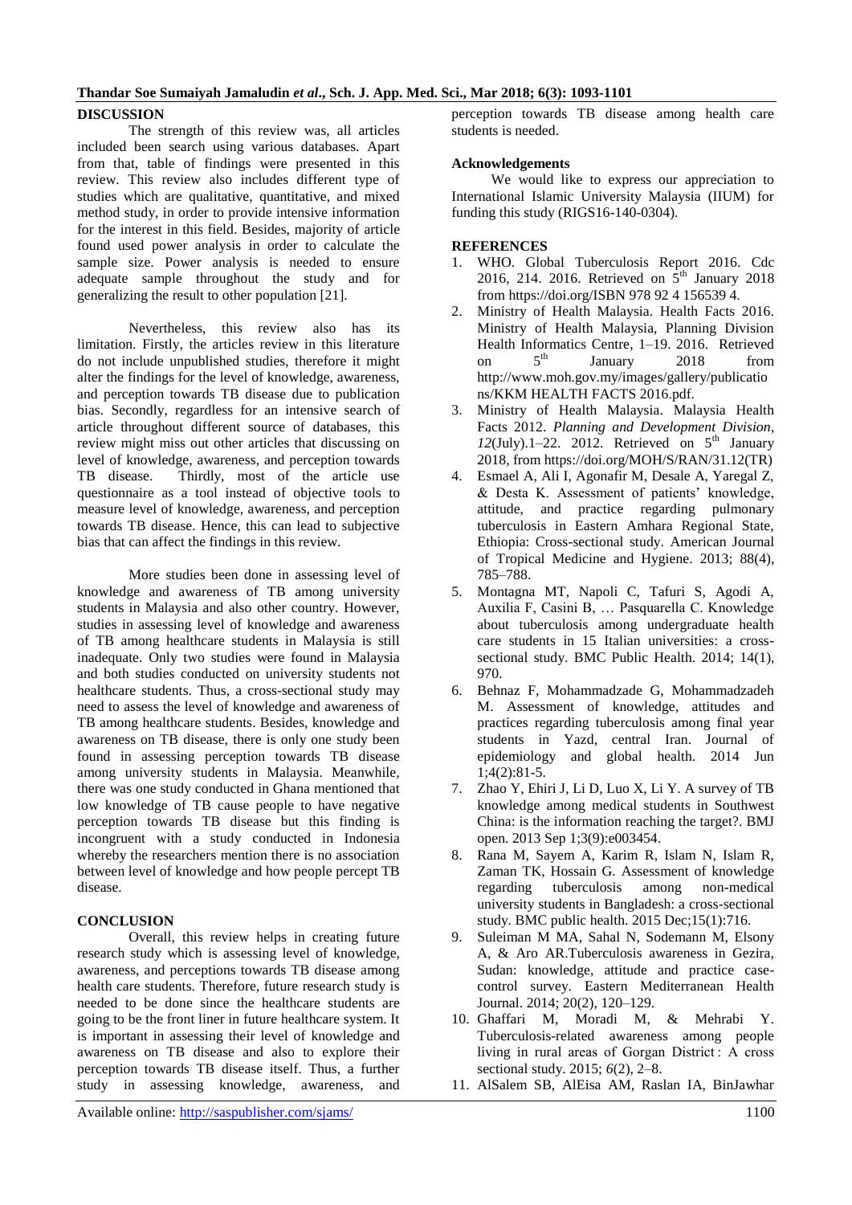## DISCUSSION

The strength of this review was, all articles included been search using various databases. Apart from that, table of findings were presented in this review. This review also includes different type of studies which are qualitative, quantitative, and mixed method study, in order to provide intensive information for the interest in this field. Besides, majority of article found used power analysis in order to calculate the sample size. Power analysis is needed to ensure adequate sample throughout the study and for generalizing the result to other population [21].

Nevertheless, this review also has its limitation. Firstly, the articles review in this literature do not include unpublished studies, therefore it might alter the findings for the level of knowledge, awareness, and perception towards TB disease due to publication bias. Secondly, regardless for an intensive search of article throughout different source of databases, this review might miss out other articles that discussing on level of knowledge, awareness, and perception towards TB disease. Thirdly, most of the article use questionnaire as a tool instead of objective tools to measure level of knowledge, awareness, and perception towards TB disease. Hence, this can lead to subjective bias that can affect the findings in this review.

More studies been done in assessing level of knowledge and awareness of TB among university students in Malaysia and also other country. However, studies in assessing level of knowledge and awareness of TB among healthcare students in Malaysia is still inadequate. Only two studies were found in Malaysia and both studies conducted on university students not healthcare students. Thus, a cross-sectional study may need to assess the level of knowledge and awareness of TB among healthcare students. Besides, knowledge and awareness on TB disease, there is only one study been found in assessing perception towards TB disease among university students in Malaysia. Meanwhile, there was one study conducted in Ghana mentioned that low knowledge of TB cause people to have negative perception towards TB disease but this finding is incongruent with a study conducted in Indonesia whereby the researchers mention there is no association between level of knowledge and how people percept TB disease.

## CONCLUSION

Overall, this review helps in creating future research study which is assessing level of knowledge, awareness, and perceptions towards TB disease among health care students. Therefore, future research study is needed to be done since the healthcare students are going to be the front liner in future healthcare system. It is important in assessing their level of knowledge and awareness on TB disease and also to explore their perception towards TB disease itself. Thus, a further study in assessing knowledge, awareness, and perception towards TB disease among health care students is needed.

## Acknowledgements

We would like to express our appreciation to International Islamic University Malaysia (IIUM) for funding this study (RIGS16-140-0304).

## REFERENCES

1. WHO. Global Tuberculosis Report 2016. Cdc 2016, 214. 2016. Retrieved on 5th January 2018 from https://doi.org/ISBN 978 92 4 156539 4.
2. Ministry of Health Malaysia. Health Facts 2016. Ministry of Health Malaysia, Planning Division Health Informatics Centre, 1–19. 2016. Retrieved on 5th January 2018 from http://www.moh.gov.my/images/gallery/publications/KKM HEALTH FACTS 2016.pdf.
3. Ministry of Health Malaysia. Malaysia Health Facts 2012. *Planning and Development Division*, *12*(July).1–22. 2012. Retrieved on 5th January 2018, from https://doi.org/MOH/S/RAN/31.12(TR)
4. Esmael A, Ali I, Agonafir M, Desale A, Yaregal Z, & Desta K. Assessment of patients' knowledge, attitude, and practice regarding pulmonary tuberculosis in Eastern Amhara Regional State, Ethiopia: Cross-sectional study. American Journal of Tropical Medicine and Hygiene. 2013; 88(4), 785–788.
5. Montagna MT, Napoli C, Tafuri S, Agodi A, Auxilia F, Casini B, … Pasquarella C. Knowledge about tuberculosis among undergraduate health care students in 15 Italian universities: a cross-sectional study. BMC Public Health. 2014; 14(1), 970.
6. Behnaz F, Mohammadzade G, Mohammadzadeh M. Assessment of knowledge, attitudes and practices regarding tuberculosis among final year students in Yazd, central Iran. Journal of epidemiology and global health. 2014 Jun 1;4(2):81-5.
7. Zhao Y, Ehiri J, Li D, Luo X, Li Y. A survey of TB knowledge among medical students in Southwest China: is the information reaching the target?. BMJ open. 2013 Sep 1;3(9):e003454.
8. Rana M, Sayem A, Karim R, Islam N, Islam R, Zaman TK, Hossain G. Assessment of knowledge regarding tuberculosis among non-medical university students in Bangladesh: a cross-sectional study. BMC public health. 2015 Dec;15(1):716.
9. Suleiman M MA, Sahal N, Sodemann M, Elsony A, & Aro AR.Tuberculosis awareness in Gezira, Sudan: knowledge, attitude and practice case-control survey. Eastern Mediterranean Health Journal. 2014; 20(2), 120–129.
10. Ghaffari M, Moradi M, & Mehrabi Y. Tuberculosis-related awareness among people living in rural areas of Gorgan District : A cross sectional study. 2015; *6*(2), 2–8.
11. AlSalem SB, AlEisa AM, Raslan IA, BinJawhar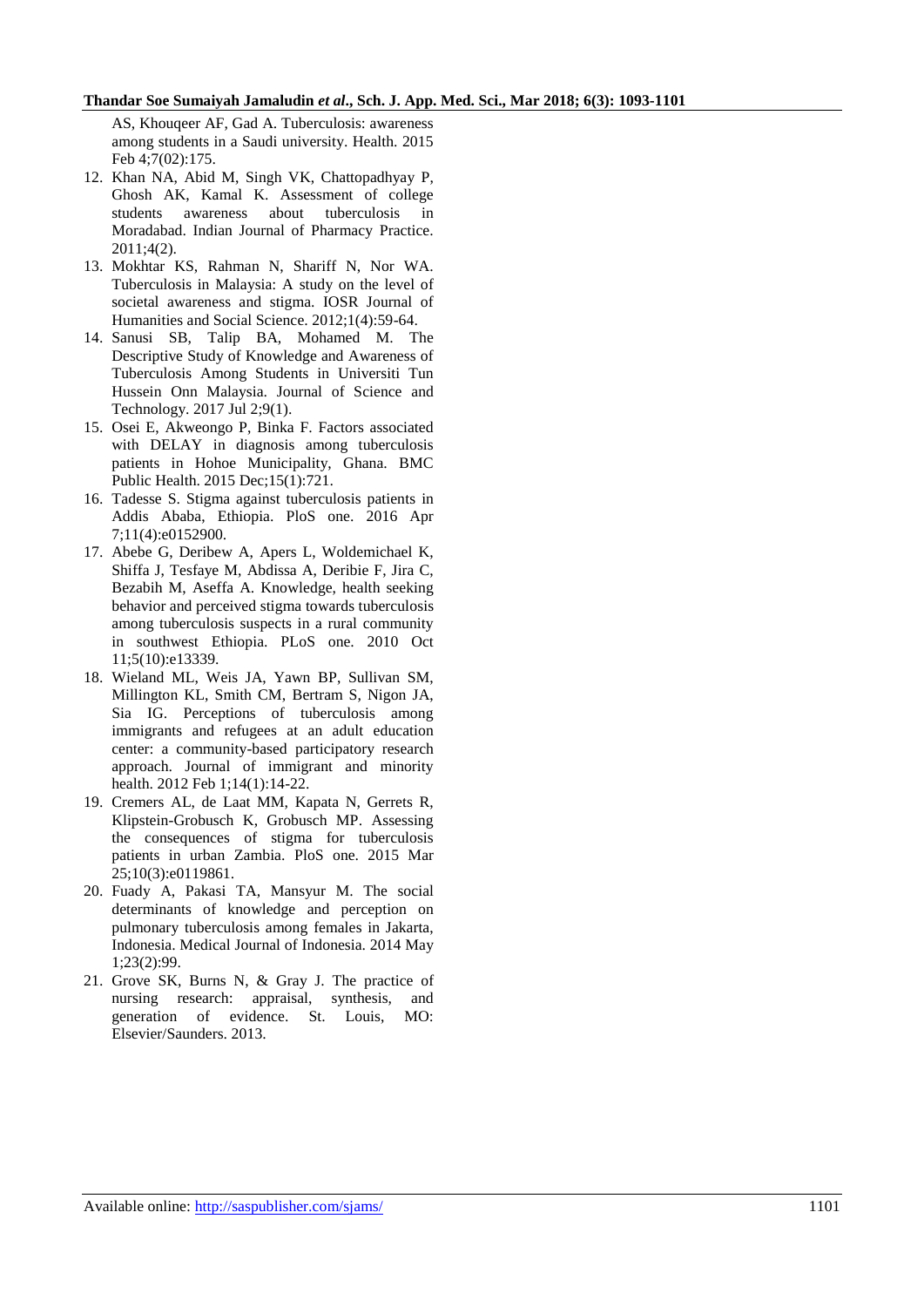AS, Khouqeer AF, Gad A. Tuberculosis: awareness among students in a Saudi university. Health. 2015 Feb 4;7(02):175.

12. Khan NA, Abid M, Singh VK, Chattopadhyay P, Ghosh AK, Kamal K. Assessment of college students awareness about tuberculosis in Moradabad. Indian Journal of Pharmacy Practice. 2011;4(2).
13. Mokhtar KS, Rahman N, Shariff N, Nor WA. Tuberculosis in Malaysia: A study on the level of societal awareness and stigma. IOSR Journal of Humanities and Social Science. 2012;1(4):59-64.
14. Sanusi SB, Talip BA, Mohamed M. The Descriptive Study of Knowledge and Awareness of Tuberculosis Among Students in Universiti Tun Hussein Onn Malaysia. Journal of Science and Technology. 2017 Jul 2;9(1).
15. Osei E, Akweongo P, Binka F. Factors associated with DELAY in diagnosis among tuberculosis patients in Hohoe Municipality, Ghana. BMC Public Health. 2015 Dec;15(1):721.
16. Tadesse S. Stigma against tuberculosis patients in Addis Ababa, Ethiopia. PloS one. 2016 Apr 7;11(4):e0152900.
17. Abebe G, Deribew A, Apers L, Woldemichael K, Shiffa J, Tesfaye M, Abdissa A, Deribie F, Jira C, Bezabih M, Aseffa A. Knowledge, health seeking behavior and perceived stigma towards tuberculosis among tuberculosis suspects in a rural community in southwest Ethiopia. PLoS one. 2010 Oct 11;5(10):e13339.
18. Wieland ML, Weis JA, Yawn BP, Sullivan SM, Millington KL, Smith CM, Bertram S, Nigon JA, Sia IG. Perceptions of tuberculosis among immigrants and refugees at an adult education center: a community-based participatory research approach. Journal of immigrant and minority health. 2012 Feb 1;14(1):14-22.
19. Cremers AL, de Laat MM, Kapata N, Gerrets R, Klipstein-Grobusch K, Grobusch MP. Assessing the consequences of stigma for tuberculosis patients in urban Zambia. PloS one. 2015 Mar 25;10(3):e0119861.
20. Fuady A, Pakasi TA, Mansyur M. The social determinants of knowledge and perception on pulmonary tuberculosis among females in Jakarta, Indonesia. Medical Journal of Indonesia. 2014 May 1;23(2):99.
21. Grove SK, Burns N, & Gray J. The practice of nursing research: appraisal, synthesis, and generation of evidence. St. Louis, MO: Elsevier/Saunders. 2013.